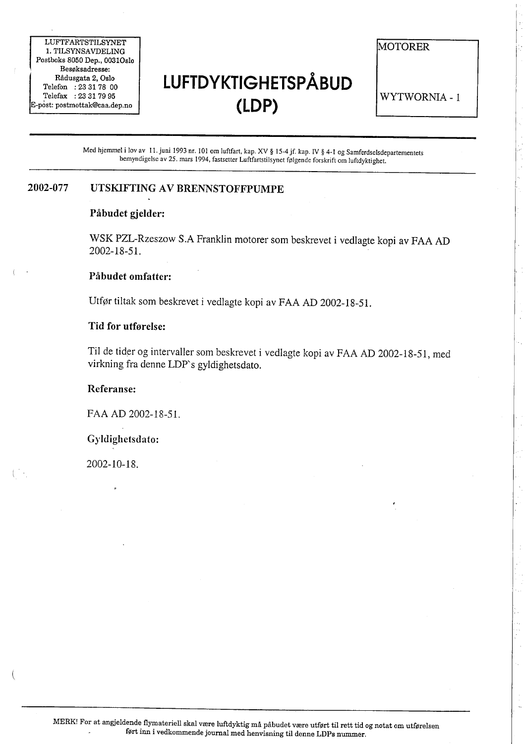LUFTFARTSTILSYNET
1. TILSYNSAVDELING
Postboks 8050 Dep., 0031Oslo
Besøksadresse:
Rådusgata 2, Oslo
Telefon : 23 31 78 00
Telefax : 23 31 79 95
E-post: postmottak@caa.dep.no

# LUFTDYKTIGHETSPÅBUD (LDP)

MOTORER

WYTWORNIA - 1

Med hjemmel i lov av 11. juni 1993 nr. 101 om luftfart, kap. XV § 15-4 jf. kap. IV § 4-1 og Samferdselsdepartementets bemyndigelse av 25. mars 1994, fastsetter Luftfartstilsynet følgende forskrift om luftdyktighet.

## 2002-077 UTSKIFTING AV BRENNSTOFFPUMPE

**Påbudet gjelder:**

WSK PZL-Rzeszow S.A Franklin motorer som beskrevet i vedlagte kopi av FAA AD 2002-18-51.

**Påbudet omfatter:**

Utfør tiltak som beskrevet i vedlagte kopi av FAA AD 2002-18-51.

**Tid for utførelse:**

Til de tider og intervaller som beskrevet i vedlagte kopi av FAA AD 2002-18-51, med virkning fra denne LDP`s gyldighetsdato.

**Referanse:**

FAA AD 2002-18-51.

**Gyldighetsdato:**

2002-10-18.

MERK! For at angjeldende flymateriell skal være luftdyktig må påbudet være utført til rett tid og notat om utførelsen ført inn i vedkommende journal med henvisning til denne LDPs nummer.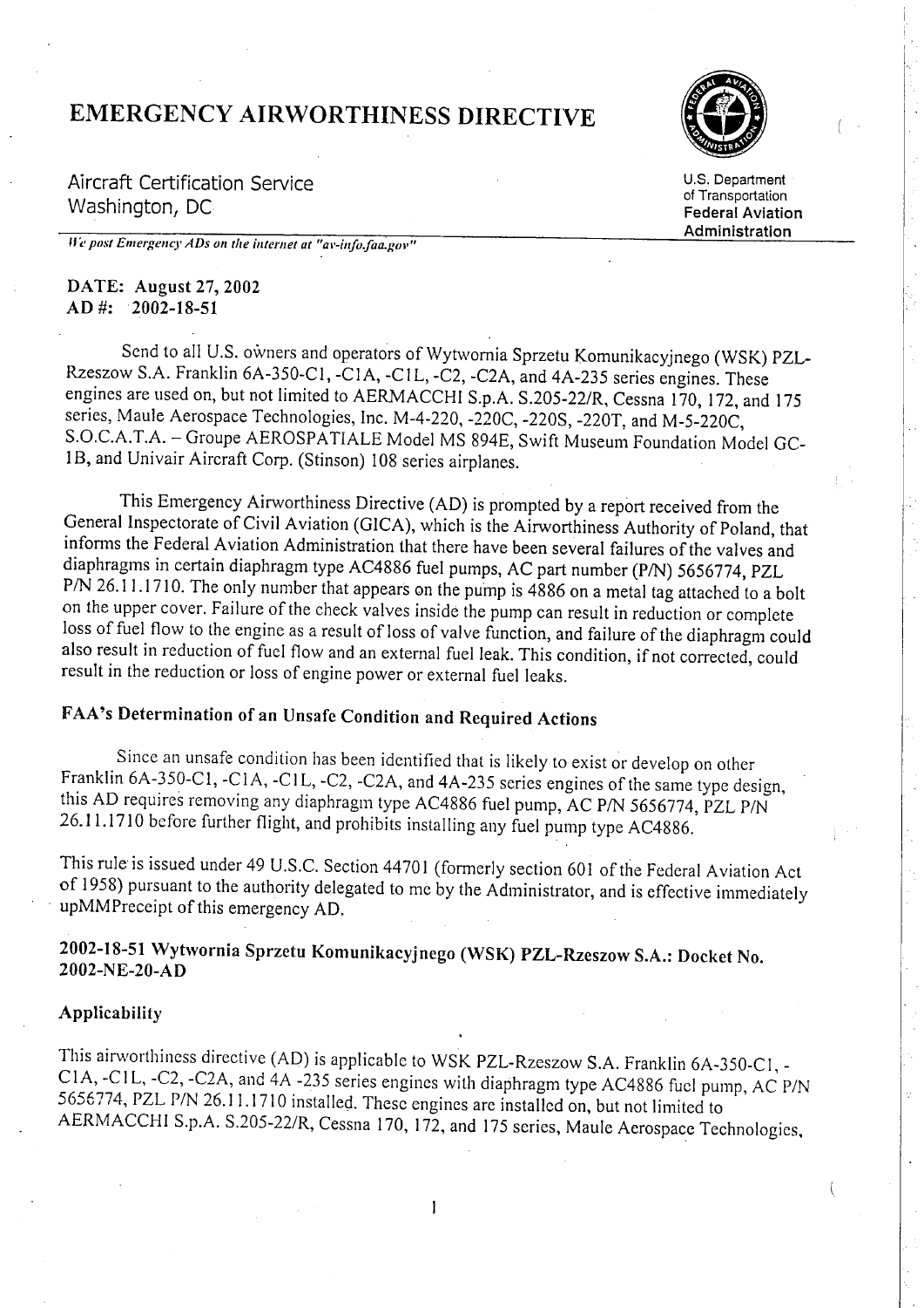# EMERGENCY AIRWORTHINESS DIRECTIVE

Aircraft Certification Service
Washington, DC

U.S. Department of Transportation
**Federal Aviation Administration**

*We post Emergency ADs on the internet at "av-info.faa.gov"*

**DATE: August 27, 2002**
**AD #: 2002-18-51**

Send to all U.S. owners and operators of Wytwornia Sprzetu Komunikacyjnego (WSK) PZL-Rzeszow S.A. Franklin 6A-350-C1, -C1A, -C1L, -C2, -C2A, and 4A-235 series engines. These engines are used on, but not limited to AERMACCHI S.p.A. S.205-22/R, Cessna 170, 172, and 175 series, Maule Aerospace Technologies, Inc. M-4-220, -220C, -220S, -220T, and M-5-220C, S.O.C.A.T.A. – Groupe AEROSPATIALE Model MS 894E, Swift Museum Foundation Model GC-1B, and Univair Aircraft Corp. (Stinson) 108 series airplanes.

This Emergency Airworthiness Directive (AD) is prompted by a report received from the General Inspectorate of Civil Aviation (GICA), which is the Airworthiness Authority of Poland, that informs the Federal Aviation Administration that there have been several failures of the valves and diaphragms in certain diaphragm type AC4886 fuel pumps, AC part number (P/N) 5656774, PZL P/N 26.11.1710. The only number that appears on the pump is 4886 on a metal tag attached to a bolt on the upper cover. Failure of the check valves inside the pump can result in reduction or complete loss of fuel flow to the engine as a result of loss of valve function, and failure of the diaphragm could also result in reduction of fuel flow and an external fuel leak. This condition, if not corrected, could result in the reduction or loss of engine power or external fuel leaks.

## FAA's Determination of an Unsafe Condition and Required Actions

Since an unsafe condition has been identified that is likely to exist or develop on other Franklin 6A-350-C1, -C1A, -C1L, -C2, -C2A, and 4A-235 series engines of the same type design, this AD requires removing any diaphragm type AC4886 fuel pump, AC P/N 5656774, PZL P/N 26.11.1710 before further flight, and prohibits installing any fuel pump type AC4886.

This rule is issued under 49 U.S.C. Section 44701 (formerly section 601 of the Federal Aviation Act of 1958) pursuant to the authority delegated to me by the Administrator, and is effective immediately upMMPreceipt of this emergency AD.

## 2002-18-51 Wytwornia Sprzetu Komunikacyjnego (WSK) PZL-Rzeszow S.A.: Docket No. 2002-NE-20-AD

### Applicability

This airworthiness directive (AD) is applicable to WSK PZL-Rzeszow S.A. Franklin 6A-350-C1, -C1A, -C1L, -C2, -C2A, and 4A -235 series engines with diaphragm type AC4886 fuel pump, AC P/N 5656774, PZL P/N 26.11.1710 installed. These engines are installed on, but not limited to AERMACCHI S.p.A. S.205-22/R, Cessna 170, 172, and 175 series, Maule Aerospace Technologies,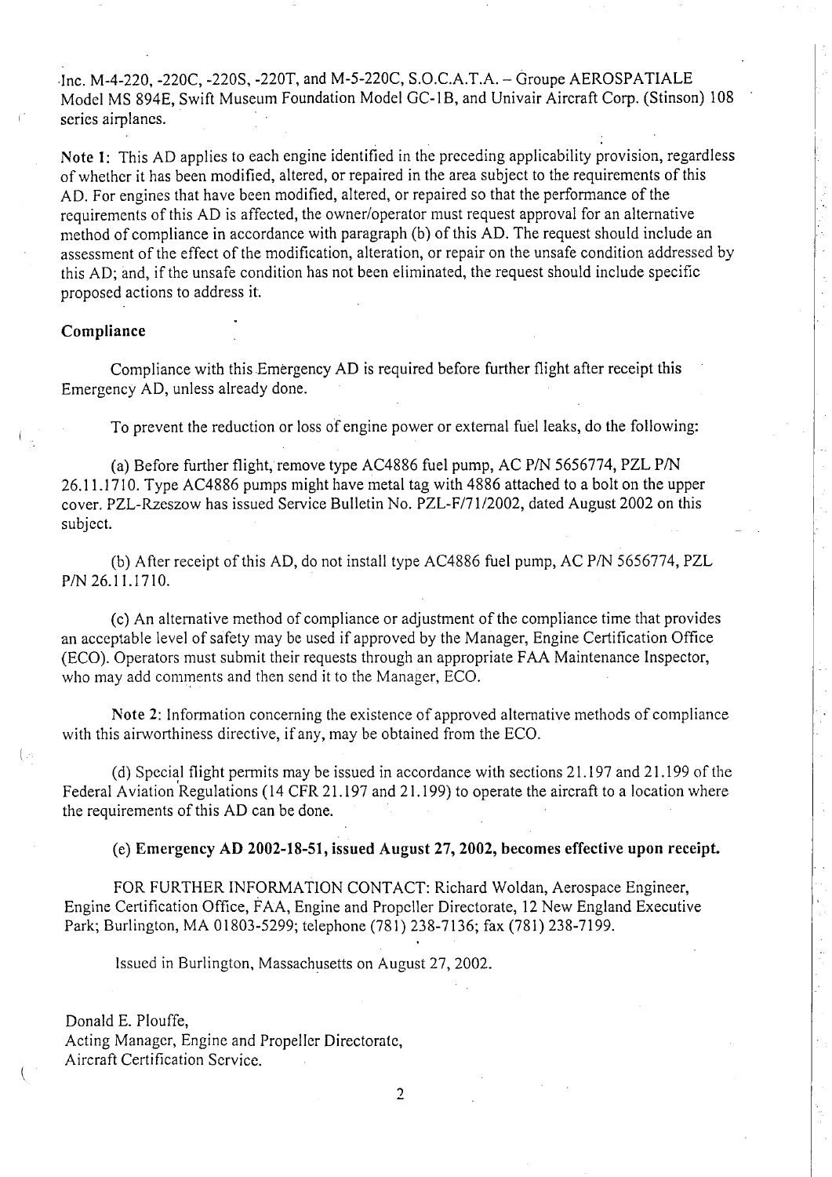Inc. M-4-220, -220C, -220S, -220T, and M-5-220C, S.O.C.A.T.A. – Groupe AEROSPATIALE Model MS 894E, Swift Museum Foundation Model GC-1B, and Univair Aircraft Corp. (Stinson) 108 series airplanes.

**Note 1**: This AD applies to each engine identified in the preceding applicability provision, regardless of whether it has been modified, altered, or repaired in the area subject to the requirements of this AD. For engines that have been modified, altered, or repaired so that the performance of the requirements of this AD is affected, the owner/operator must request approval for an alternative method of compliance in accordance with paragraph (b) of this AD. The request should include an assessment of the effect of the modification, alteration, or repair on the unsafe condition addressed by this AD; and, if the unsafe condition has not been eliminated, the request should include specific proposed actions to address it.

**Compliance**

Compliance with this Emergency AD is required before further flight after receipt this Emergency AD, unless already done.

To prevent the reduction or loss of engine power or external fuel leaks, do the following:

(a) Before further flight, remove type AC4886 fuel pump, AC P/N 5656774, PZL P/N 26.11.1710. Type AC4886 pumps might have metal tag with 4886 attached to a bolt on the upper cover. PZL-Rzeszow has issued Service Bulletin No. PZL-F/71/2002, dated August 2002 on this subject.

(b) After receipt of this AD, do not install type AC4886 fuel pump, AC P/N 5656774, PZL P/N 26.11.1710.

(c) An alternative method of compliance or adjustment of the compliance time that provides an acceptable level of safety may be used if approved by the Manager, Engine Certification Office (ECO). Operators must submit their requests through an appropriate FAA Maintenance Inspector, who may add comments and then send it to the Manager, ECO.

**Note 2**: Information concerning the existence of approved alternative methods of compliance with this airworthiness directive, if any, may be obtained from the ECO.

(d) Special flight permits may be issued in accordance with sections 21.197 and 21.199 of the Federal Aviation Regulations (14 CFR 21.197 and 21.199) to operate the aircraft to a location where the requirements of this AD can be done.

(e) **Emergency AD 2002-18-51, issued August 27, 2002, becomes effective upon receipt.**

FOR FURTHER INFORMATION CONTACT: Richard Woldan, Aerospace Engineer, Engine Certification Office, FAA, Engine and Propeller Directorate, 12 New England Executive Park; Burlington, MA 01803-5299; telephone (781) 238-7136; fax (781) 238-7199.

Issued in Burlington, Massachusetts on August 27, 2002.

Donald E. Plouffe,
Acting Manager, Engine and Propeller Directorate,
Aircraft Certification Service.